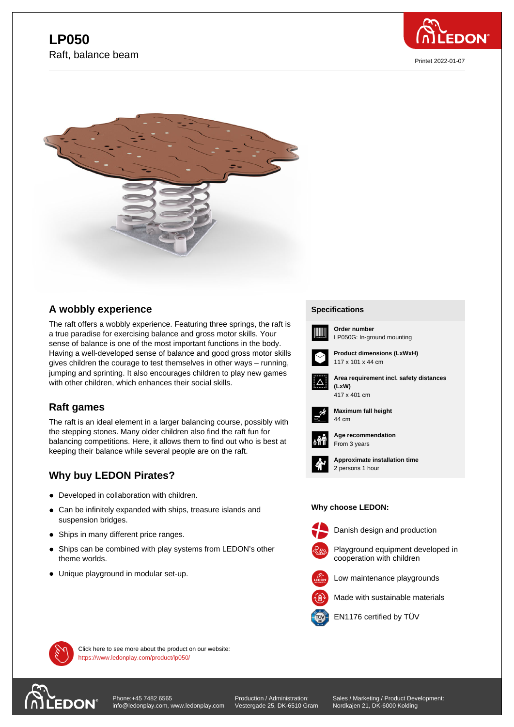# LP050

Raft, balance beam

Printet 2022-01-07

## A wobbly experience

The raft offers a wobbly experience. Featuring three springs, the raft is a true paradise for exercising balance and gross motor skills. Your sense of balance is one of the most important functions in the body. Having a well-developed sense of balance and good gross motor skills gives children the courage to test themselves in other ways – running, jumping and sprinting. It also encourages children to play new games with other children, which enhances their social skills.

## Raft games

The raft is an ideal element in a larger balancing course, possibly with the stepping stones. Many older children also find the raft fun for balancing competitions. Here, it allows them to find out who is best at keeping their balance while several people are on the raft.

## Why buy LEDON Pirates?

- Developed in collaboration with children.
- Can be infinitely expanded with ships, treasure islands and suspension bridges.
- Ships in many different price ranges.
- Ships can be combined with play systems from LEDON's other theme worlds.
- Unique playground in modular set-up.

## Specifications

**Order number**
LP050G: In-ground mounting

**Product dimensions (LxWxH)**
117 x 101 x 44 cm

**Area requirement incl. safety distances (LxW)**
417 x 401 cm

**Maximum fall height**
44 cm

**Age recommendation**
From 3 years

**Approximate installation time**
2 persons 1 hour

**Why choose LEDON:**

- Danish design and production
- Playground equipment developed in cooperation with children
- Low maintenance playgrounds
- Made with sustainable materials
- EN1176 certified by TÜV

Click here to see more about the product on our website:
https://www.ledonplay.com/product/lp050/

Phone:+45 7482 6565
info@ledonplay.com, www.ledonplay.com

Production / Administration:
Vestergade 25, DK-6510 Gram

Sales / Marketing / Product Development:
Nordkajen 21, DK-6000 Kolding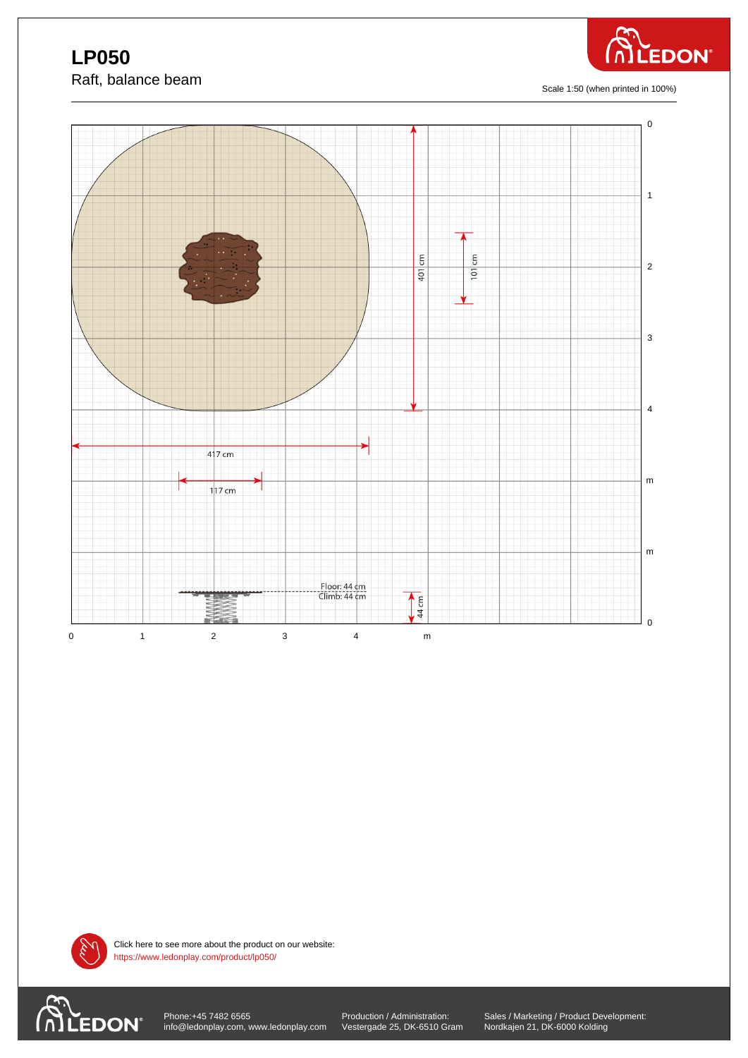# LP050

Raft, balance beam

Scale 1:50 (when printed in 100%)

401 cm

101 cm

417 cm

117 cm

Floor: 44 cm
Climb: 44 cm

44 cm

0
1
2
3
4
m
m
0

0
1
2
3
4
m

Click here to see more about the product on our website:
https://www.ledonplay.com/product/lp050/

Phone:+45 7482 6565
info@ledonplay.com, www.ledonplay.com

Production / Administration:
Vestergade 25, DK-6510 Gram

Sales / Marketing / Product Development:
Nordkajen 21, DK-6000 Kolding